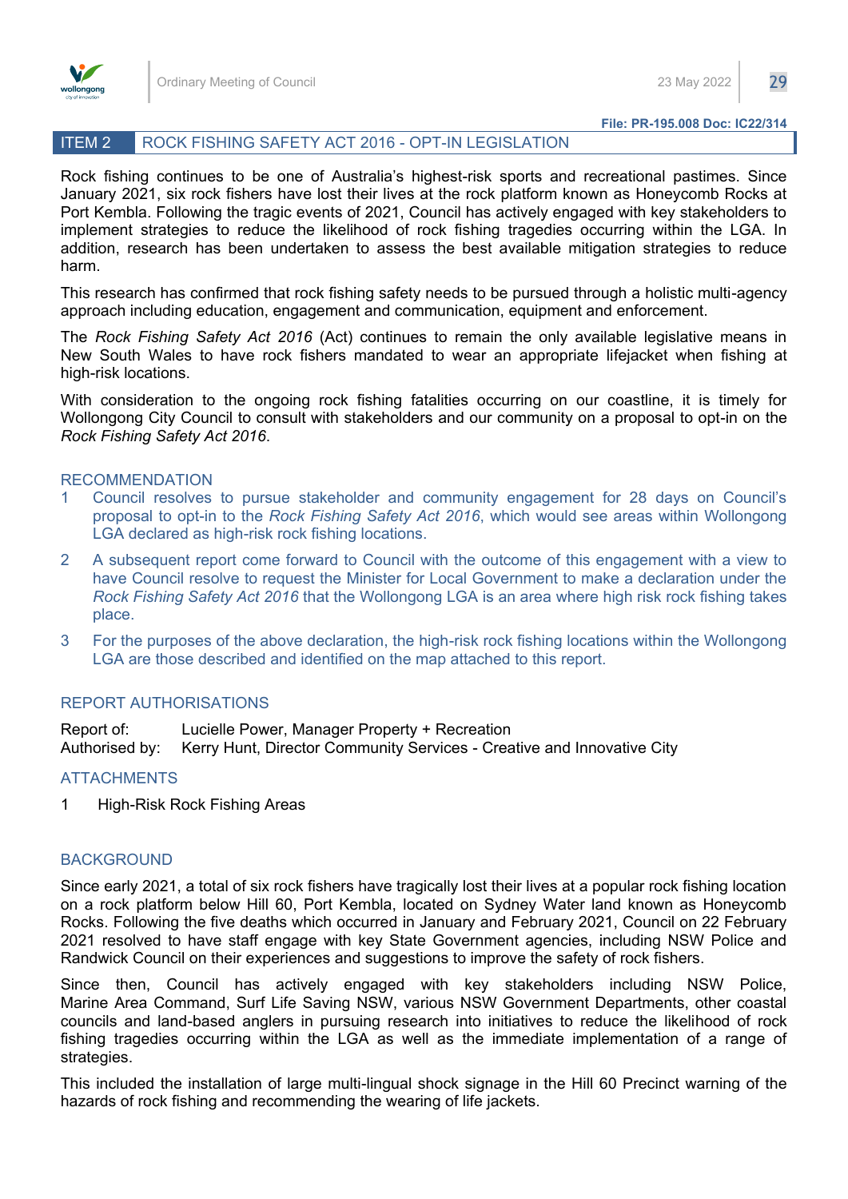File: PR-195.008 Doc: IC22/314

# ITEM 2 ROCK FISHING SAFETY ACT 2016 - OPT-IN LEGISLATION

Rock fishing continues to be one of Australia's highest-risk sports and recreational pastimes. Since January 2021, six rock fishers have lost their lives at the rock platform known as Honeycomb Rocks at Port Kembla. Following the tragic events of 2021, Council has actively engaged with key stakeholders to implement strategies to reduce the likelihood of rock fishing tragedies occurring within the LGA. In addition, research has been undertaken to assess the best available mitigation strategies to reduce harm.

This research has confirmed that rock fishing safety needs to be pursued through a holistic multi-agency approach including education, engagement and communication, equipment and enforcement.

The *Rock Fishing Safety Act 2016* (Act) continues to remain the only available legislative means in New South Wales to have rock fishers mandated to wear an appropriate lifejacket when fishing at high-risk locations.

With consideration to the ongoing rock fishing fatalities occurring on our coastline, it is timely for Wollongong City Council to consult with stakeholders and our community on a proposal to opt-in on the *Rock Fishing Safety Act 2016*.

## RECOMMENDATION

1. Council resolves to pursue stakeholder and community engagement for 28 days on Council's proposal to opt-in to the *Rock Fishing Safety Act 2016*, which would see areas within Wollongong LGA declared as high-risk rock fishing locations.
2. A subsequent report come forward to Council with the outcome of this engagement with a view to have Council resolve to request the Minister for Local Government to make a declaration under the *Rock Fishing Safety Act 2016* that the Wollongong LGA is an area where high risk rock fishing takes place.
3. For the purposes of the above declaration, the high-risk rock fishing locations within the Wollongong LGA are those described and identified on the map attached to this report.

## REPORT AUTHORISATIONS

Report of: Lucielle Power, Manager Property + Recreation
Authorised by: Kerry Hunt, Director Community Services - Creative and Innovative City

## ATTACHMENTS

1. High-Risk Rock Fishing Areas

## BACKGROUND

Since early 2021, a total of six rock fishers have tragically lost their lives at a popular rock fishing location on a rock platform below Hill 60, Port Kembla, located on Sydney Water land known as Honeycomb Rocks. Following the five deaths which occurred in January and February 2021, Council on 22 February 2021 resolved to have staff engage with key State Government agencies, including NSW Police and Randwick Council on their experiences and suggestions to improve the safety of rock fishers.

Since then, Council has actively engaged with key stakeholders including NSW Police, Marine Area Command, Surf Life Saving NSW, various NSW Government Departments, other coastal councils and land-based anglers in pursuing research into initiatives to reduce the likelihood of rock fishing tragedies occurring within the LGA as well as the immediate implementation of a range of strategies.

This included the installation of large multi-lingual shock signage in the Hill 60 Precinct warning of the hazards of rock fishing and recommending the wearing of life jackets.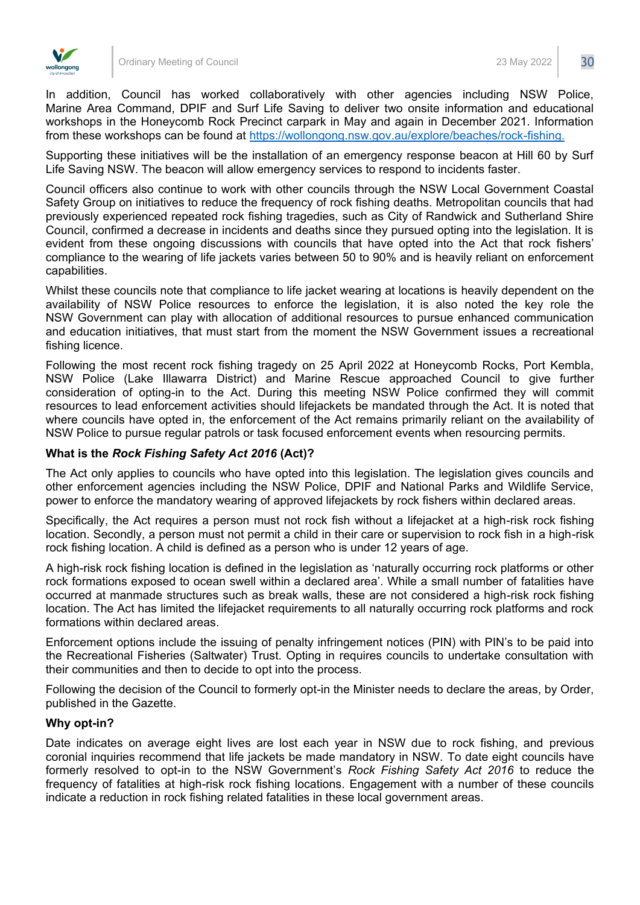In addition, Council has worked collaboratively with other agencies including NSW Police, Marine Area Command, DPIF and Surf Life Saving to deliver two onsite information and educational workshops in the Honeycomb Rock Precinct carpark in May and again in December 2021. Information from these workshops can be found at [https://wollongong.nsw.gov.au/explore/beaches/rock-fishing.](https://wollongong.nsw.gov.au/explore/beaches/rock-fishing)

Supporting these initiatives will be the installation of an emergency response beacon at Hill 60 by Surf Life Saving NSW. The beacon will allow emergency services to respond to incidents faster.

Council officers also continue to work with other councils through the NSW Local Government Coastal Safety Group on initiatives to reduce the frequency of rock fishing deaths. Metropolitan councils that had previously experienced repeated rock fishing tragedies, such as City of Randwick and Sutherland Shire Council, confirmed a decrease in incidents and deaths since they pursued opting into the legislation. It is evident from these ongoing discussions with councils that have opted into the Act that rock fishers' compliance to the wearing of life jackets varies between 50 to 90% and is heavily reliant on enforcement capabilities.

Whilst these councils note that compliance to life jacket wearing at locations is heavily dependent on the availability of NSW Police resources to enforce the legislation, it is also noted the key role the NSW Government can play with allocation of additional resources to pursue enhanced communication and education initiatives, that must start from the moment the NSW Government issues a recreational fishing licence.

Following the most recent rock fishing tragedy on 25 April 2022 at Honeycomb Rocks, Port Kembla, NSW Police (Lake Illawarra District) and Marine Rescue approached Council to give further consideration of opting-in to the Act. During this meeting NSW Police confirmed they will commit resources to lead enforcement activities should lifejackets be mandated through the Act. It is noted that where councils have opted in, the enforcement of the Act remains primarily reliant on the availability of NSW Police to pursue regular patrols or task focused enforcement events when resourcing permits.

**What is the *Rock Fishing Safety Act 2016* (Act)?**

The Act only applies to councils who have opted into this legislation. The legislation gives councils and other enforcement agencies including the NSW Police, DPIF and National Parks and Wildlife Service, power to enforce the mandatory wearing of approved lifejackets by rock fishers within declared areas.

Specifically, the Act requires a person must not rock fish without a lifejacket at a high-risk rock fishing location. Secondly, a person must not permit a child in their care or supervision to rock fish in a high-risk rock fishing location. A child is defined as a person who is under 12 years of age.

A high-risk rock fishing location is defined in the legislation as 'naturally occurring rock platforms or other rock formations exposed to ocean swell within a declared area'. While a small number of fatalities have occurred at manmade structures such as break walls, these are not considered a high-risk rock fishing location. The Act has limited the lifejacket requirements to all naturally occurring rock platforms and rock formations within declared areas.

Enforcement options include the issuing of penalty infringement notices (PIN) with PIN's to be paid into the Recreational Fisheries (Saltwater) Trust. Opting in requires councils to undertake consultation with their communities and then to decide to opt into the process.

Following the decision of the Council to formerly opt-in the Minister needs to declare the areas, by Order, published in the Gazette.

**Why opt-in?**

Date indicates on average eight lives are lost each year in NSW due to rock fishing, and previous coronial inquiries recommend that life jackets be made mandatory in NSW. To date eight councils have formerly resolved to opt-in to the NSW Government's *Rock Fishing Safety Act 2016* to reduce the frequency of fatalities at high-risk rock fishing locations. Engagement with a number of these councils indicate a reduction in rock fishing related fatalities in these local government areas.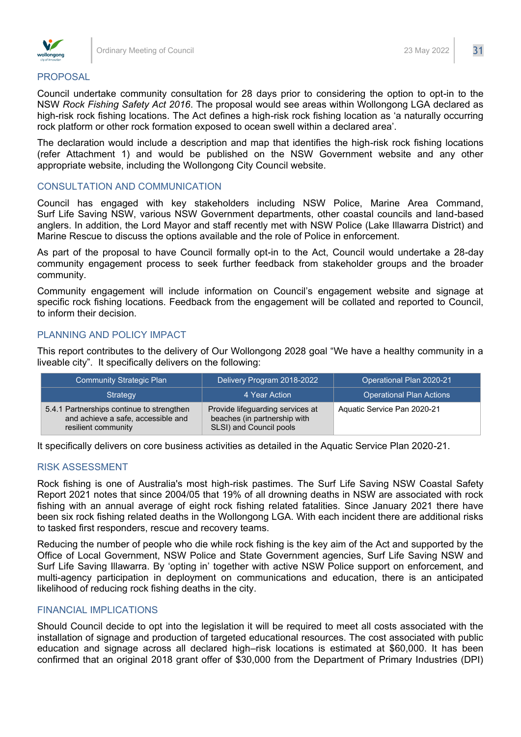## PROPOSAL

Council undertake community consultation for 28 days prior to considering the option to opt-in to the NSW *Rock Fishing Safety Act 2016*. The proposal would see areas within Wollongong LGA declared as high-risk rock fishing locations. The Act defines a high-risk rock fishing location as 'a naturally occurring rock platform or other rock formation exposed to ocean swell within a declared area'.

The declaration would include a description and map that identifies the high-risk rock fishing locations (refer Attachment 1) and would be published on the NSW Government website and any other appropriate website, including the Wollongong City Council website.

## CONSULTATION AND COMMUNICATION

Council has engaged with key stakeholders including NSW Police, Marine Area Command, Surf Life Saving NSW, various NSW Government departments, other coastal councils and land-based anglers. In addition, the Lord Mayor and staff recently met with NSW Police (Lake Illawarra District) and Marine Rescue to discuss the options available and the role of Police in enforcement.

As part of the proposal to have Council formally opt-in to the Act, Council would undertake a 28-day community engagement process to seek further feedback from stakeholder groups and the broader community.

Community engagement will include information on Council's engagement website and signage at specific rock fishing locations. Feedback from the engagement will be collated and reported to Council, to inform their decision.

## PLANNING AND POLICY IMPACT

This report contributes to the delivery of Our Wollongong 2028 goal "We have a healthy community in a liveable city". It specifically delivers on the following:

| Community Strategic Plan | Delivery Program 2018-2022 | Operational Plan 2020-21 |
|---|---|---|
| Strategy | 4 Year Action | Operational Plan Actions |
| 5.4.1 Partnerships continue to strengthen and achieve a safe, accessible and resilient community | Provide lifeguarding services at beaches (in partnership with SLSI) and Council pools | Aquatic Service Pan 2020-21 |

It specifically delivers on core business activities as detailed in the Aquatic Service Plan 2020-21.

## RISK ASSESSMENT

Rock fishing is one of Australia's most high-risk pastimes. The Surf Life Saving NSW Coastal Safety Report 2021 notes that since 2004/05 that 19% of all drowning deaths in NSW are associated with rock fishing with an annual average of eight rock fishing related fatalities. Since January 2021 there have been six rock fishing related deaths in the Wollongong LGA. With each incident there are additional risks to tasked first responders, rescue and recovery teams.

Reducing the number of people who die while rock fishing is the key aim of the Act and supported by the Office of Local Government, NSW Police and State Government agencies, Surf Life Saving NSW and Surf Life Saving Illawarra. By 'opting in' together with active NSW Police support on enforcement, and multi-agency participation in deployment on communications and education, there is an anticipated likelihood of reducing rock fishing deaths in the city.

## FINANCIAL IMPLICATIONS

Should Council decide to opt into the legislation it will be required to meet all costs associated with the installation of signage and production of targeted educational resources. The cost associated with public education and signage across all declared high–risk locations is estimated at $60,000. It has been confirmed that an original 2018 grant offer of $30,000 from the Department of Primary Industries (DPI)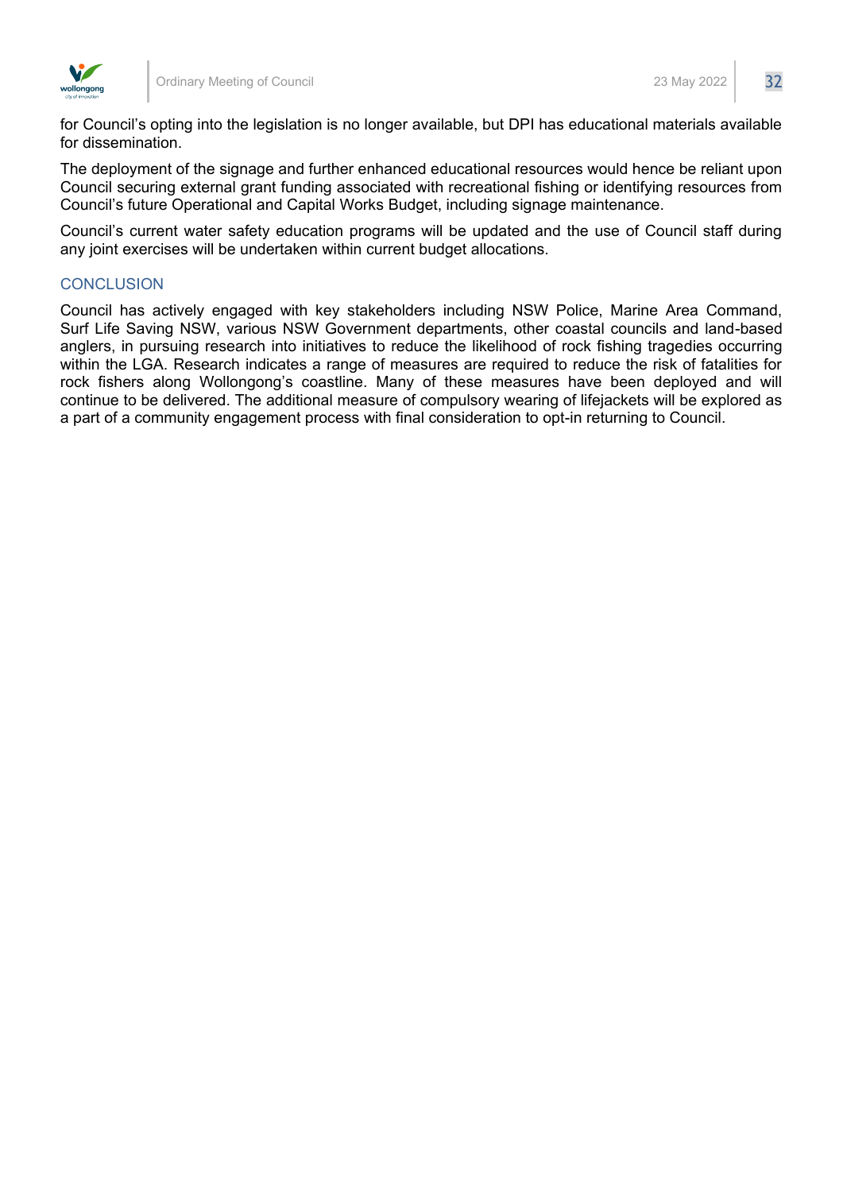for Council's opting into the legislation is no longer available, but DPI has educational materials available for dissemination.

The deployment of the signage and further enhanced educational resources would hence be reliant upon Council securing external grant funding associated with recreational fishing or identifying resources from Council's future Operational and Capital Works Budget, including signage maintenance.

Council's current water safety education programs will be updated and the use of Council staff during any joint exercises will be undertaken within current budget allocations.

## CONCLUSION

Council has actively engaged with key stakeholders including NSW Police, Marine Area Command, Surf Life Saving NSW, various NSW Government departments, other coastal councils and land-based anglers, in pursuing research into initiatives to reduce the likelihood of rock fishing tragedies occurring within the LGA. Research indicates a range of measures are required to reduce the risk of fatalities for rock fishers along Wollongong's coastline. Many of these measures have been deployed and will continue to be delivered. The additional measure of compulsory wearing of lifejackets will be explored as a part of a community engagement process with final consideration to opt-in returning to Council.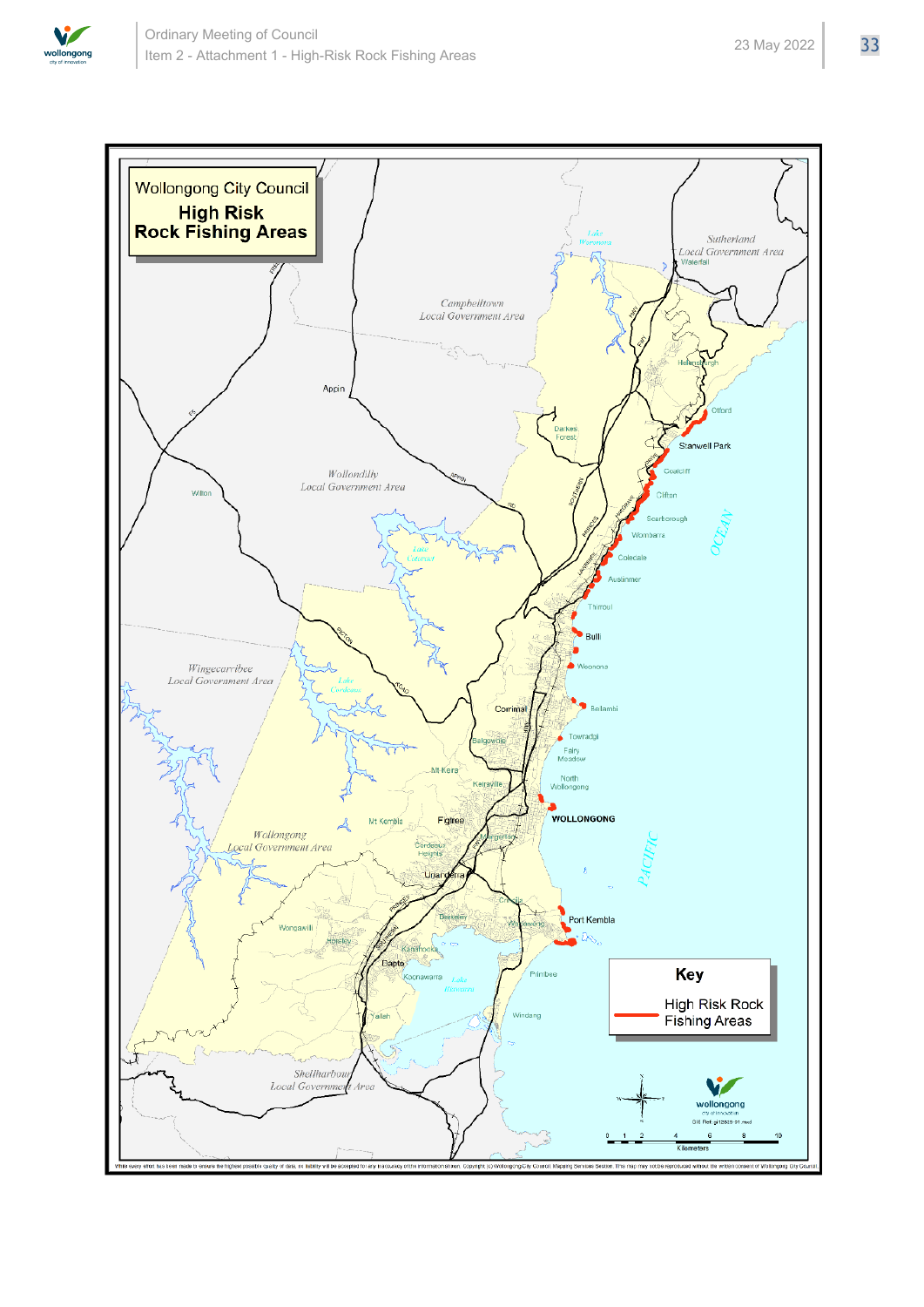Wollongong City Council
High Risk
Rock Fishing Areas

Key

High Risk Rock Fishing Areas

Sutherland Local Government Area

Campbelltown Local Government Area

Wollondilly Local Government Area

Wingecarribee Local Government Area

Wollongong Local Government Area

Shellharbour Local Government Area

PACIFIC OCEAN

Waterfall

Helensburgh

Otford

Stanwell Park

Coalcliff

Clifton

Scarborough

Wombarra

Coledale

Austinmer

Thirroul

Bulli

Woonona

Bellambi

Towradgi

Fairy Meadow

North Wollongong

WOLLONGONG

Port Kembla

Darkes Forest

Appin

Wilton

Corrimal

Balgownie

Mt Keira

Keiraville

Mt Kembla

Figtree

Cordeaux Heights

Unanderra

Berkeley

Warrawong

Cringila

Kanahooka

Dapto

Koonawarra

Horsley

Wongawilli

Yallah

Primbee

Windang

Lake Woronora

Lake Cataract

Lake Cordeaux

Lake Illawarra

Kilometers

0 1 2 4 6 8 10

wollongong city of innovation

GIS Ref: gi12809-01.mxd

While every effort has been made to ensure the highest possible quality of data, no liability will be accepted for any inaccuracy of the information shown. Copyright (c) Wollongong City Council, Mapping Services Section. This map may not be reproduced without the written consent of Wollongong City Council.